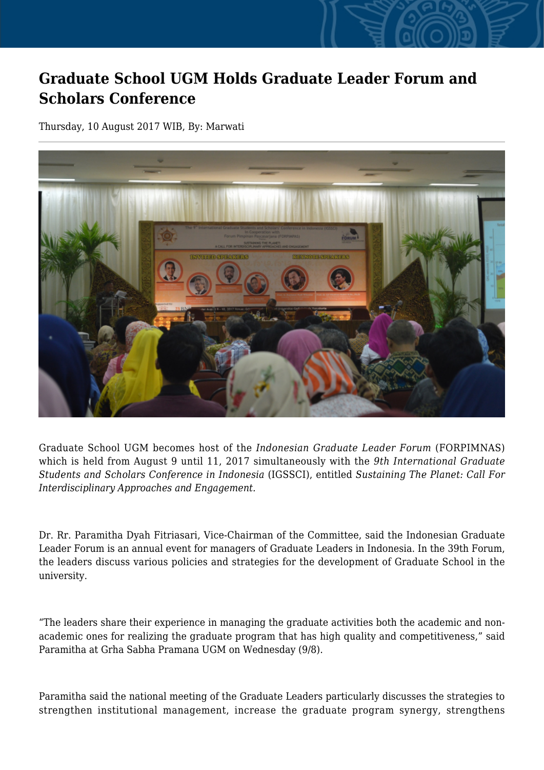# Graduate School UGM Holds Graduate Leader Forum and Scholars Conference

Thursday, 10 August 2017 WIB, By: Marwati

Graduate School UGM becomes host of the *Indonesian Graduate Leader Forum* (FORPIMNAS) which is held from August 9 until 11, 2017 simultaneously with the *9th International Graduate Students and Scholars Conference in Indonesia* (IGSSCI), entitled *Sustaining The Planet: Call For Interdisciplinary Approaches and Engagement.*

Dr. Rr. Paramitha Dyah Fitriasari, Vice-Chairman of the Committee, said the Indonesian Graduate Leader Forum is an annual event for managers of Graduate Leaders in Indonesia. In the 39th Forum, the leaders discuss various policies and strategies for the development of Graduate School in the university.

"The leaders share their experience in managing the graduate activities both the academic and non-academic ones for realizing the graduate program that has high quality and competitiveness," said Paramitha at Grha Sabha Pramana UGM on Wednesday (9/8).

Paramitha said the national meeting of the Graduate Leaders particularly discusses the strategies to strengthen institutional management, increase the graduate program synergy, strengthens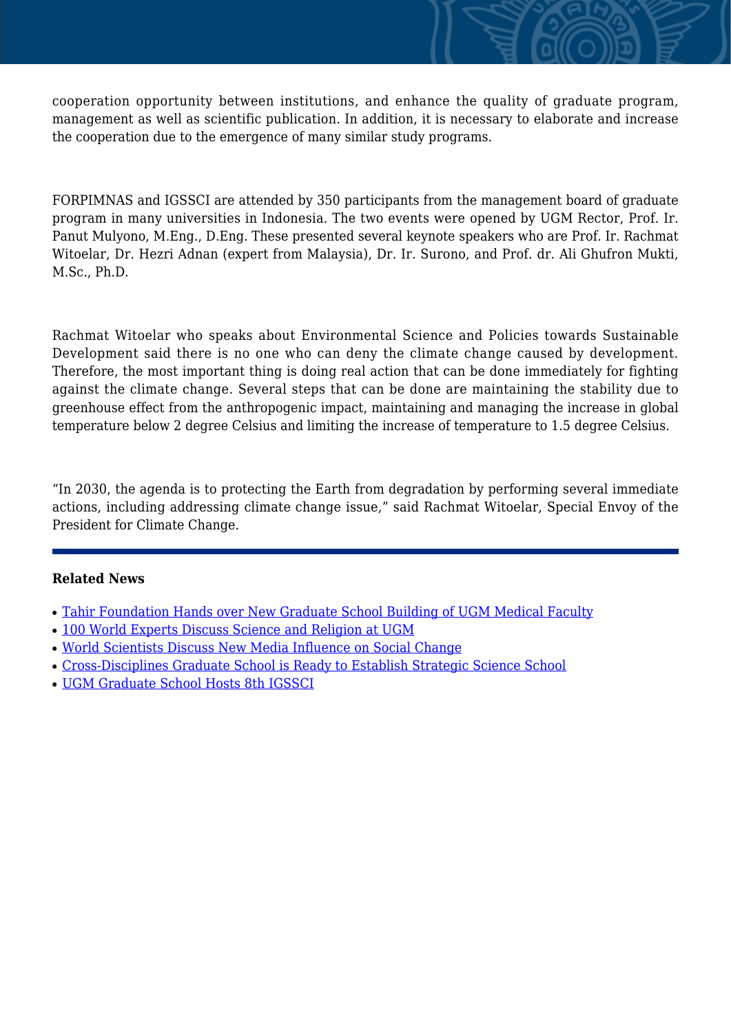cooperation opportunity between institutions, and enhance the quality of graduate program, management as well as scientific publication. In addition, it is necessary to elaborate and increase the cooperation due to the emergence of many similar study programs.

FORPIMNAS and IGSSCI are attended by 350 participants from the management board of graduate program in many universities in Indonesia. The two events were opened by UGM Rector, Prof. Ir. Panut Mulyono, M.Eng., D.Eng. These presented several keynote speakers who are Prof. Ir. Rachmat Witoelar, Dr. Hezri Adnan (expert from Malaysia), Dr. Ir. Surono, and Prof. dr. Ali Ghufron Mukti, M.Sc., Ph.D.

Rachmat Witoelar who speaks about Environmental Science and Policies towards Sustainable Development said there is no one who can deny the climate change caused by development. Therefore, the most important thing is doing real action that can be done immediately for fighting against the climate change. Several steps that can be done are maintaining the stability due to greenhouse effect from the anthropogenic impact, maintaining and managing the increase in global temperature below 2 degree Celsius and limiting the increase of temperature to 1.5 degree Celsius.

"In 2030, the agenda is to protecting the Earth from degradation by performing several immediate actions, including addressing climate change issue," said Rachmat Witoelar, Special Envoy of the President for Climate Change.

---

**Related News**

- Tahir Foundation Hands over New Graduate School Building of UGM Medical Faculty
- 100 World Experts Discuss Science and Religion at UGM
- World Scientists Discuss New Media Influence on Social Change
- Cross-Disciplines Graduate School is Ready to Establish Strategic Science School
- UGM Graduate School Hosts 8th IGSSCI